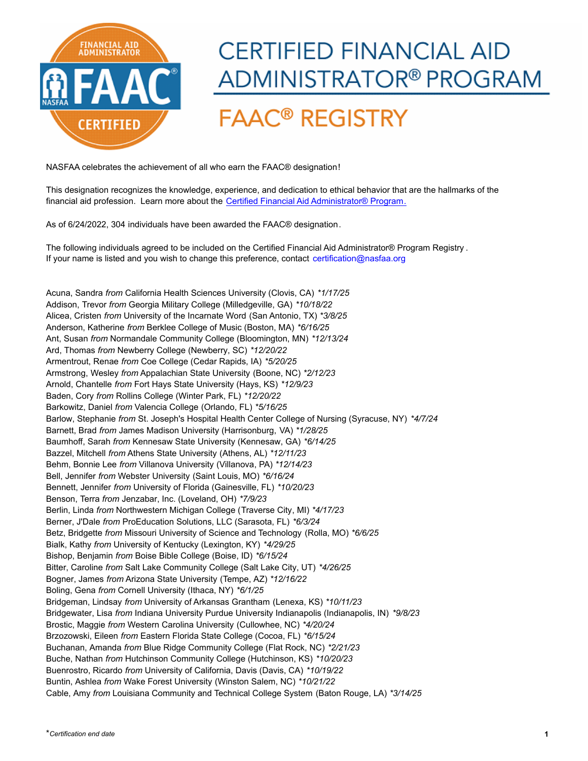# CERTIFIED FINANCIAL AID ADMINISTRATOR® PROGRAM

## FAAC® REGISTRY

NASFAA celebrates the achievement of all who earn the FAAC® designation!

This designation recognizes the knowledge, experience, and dedication to ethical behavior that are the hallmarks of the financial aid profession. Learn more about the [Certified Financial Aid Administrator® Program.](#)

As of 6/24/2022, 304 individuals have been awarded the FAAC® designation.

The following individuals agreed to be included on the Certified Financial Aid Administrator® Program Registry.
If your name is listed and you wish to change this preference, contact certification@nasfaa.org

Acuna, Sandra *from* California Health Sciences University (Clovis, CA) **1/17/25*
Addison, Trevor *from* Georgia Military College (Milledgeville, GA) **10/18/22*
Alicea, Cristen *from* University of the Incarnate Word (San Antonio, TX) **3/8/25*
Anderson, Katherine *from* Berklee College of Music (Boston, MA) **6/16/25*
Ant, Susan *from* Normandale Community College (Bloomington, MN) **12/13/24*
Ard, Thomas *from* Newberry College (Newberry, SC) **12/20/22*
Armentrout, Renae *from* Coe College (Cedar Rapids, IA) **5/20/25*
Armstrong, Wesley *from* Appalachian State University (Boone, NC) **2/12/23*
Arnold, Chantelle *from* Fort Hays State University (Hays, KS) **12/9/23*
Baden, Cory *from* Rollins College (Winter Park, FL) **12/20/22*
Barkowitz, Daniel *from* Valencia College (Orlando, FL) **5/16/25*
Barlow, Stephanie *from* St. Joseph's Hospital Health Center College of Nursing (Syracuse, NY) **4/7/24*
Barnett, Brad *from* James Madison University (Harrisonburg, VA) **1/28/25*
Baumhoff, Sarah *from* Kennesaw State University (Kennesaw, GA) **6/14/25*
Bazzel, Mitchell *from* Athens State University (Athens, AL) **12/11/23*
Behm, Bonnie Lee *from* Villanova University (Villanova, PA) **12/14/23*
Bell, Jennifer *from* Webster University (Saint Louis, MO) **6/16/24*
Bennett, Jennifer *from* University of Florida (Gainesville, FL) **10/20/23*
Benson, Terra *from* Jenzabar, Inc. (Loveland, OH) **7/9/23*
Berlin, Linda *from* Northwestern Michigan College (Traverse City, MI) **4/17/23*
Berner, J'Dale *from* ProEducation Solutions, LLC (Sarasota, FL) **6/3/24*
Betz, Bridgette *from* Missouri University of Science and Technology (Rolla, MO) **6/6/25*
Bialk, Kathy *from* University of Kentucky (Lexington, KY) **4/29/25*
Bishop, Benjamin *from* Boise Bible College (Boise, ID) **6/15/24*
Bitter, Caroline *from* Salt Lake Community College (Salt Lake City, UT) **4/26/25*
Bogner, James *from* Arizona State University (Tempe, AZ) **12/16/22*
Boling, Gena *from* Cornell University (Ithaca, NY) **6/1/25*
Bridgeman, Lindsay *from* University of Arkansas Grantham (Lenexa, KS) **10/11/23*
Bridgewater, Lisa *from* Indiana University Purdue University Indianapolis (Indianapolis, IN) **9/8/23*
Brostic, Maggie *from* Western Carolina University (Cullowhee, NC) **4/20/24*
Brzozowski, Eileen *from* Eastern Florida State College (Cocoa, FL) **6/15/24*
Buchanan, Amanda *from* Blue Ridge Community College (Flat Rock, NC) **2/21/23*
Buche, Nathan *from* Hutchinson Community College (Hutchinson, KS) **10/20/23*
Buenrostro, Ricardo *from* University of California, Davis (Davis, CA) **10/19/22*
Buntin, Ashlea *from* Wake Forest University (Winston Salem, NC) **10/21/22*
Cable, Amy *from* Louisiana Community and Technical College System (Baton Rouge, LA) **3/14/25*

*Certification end date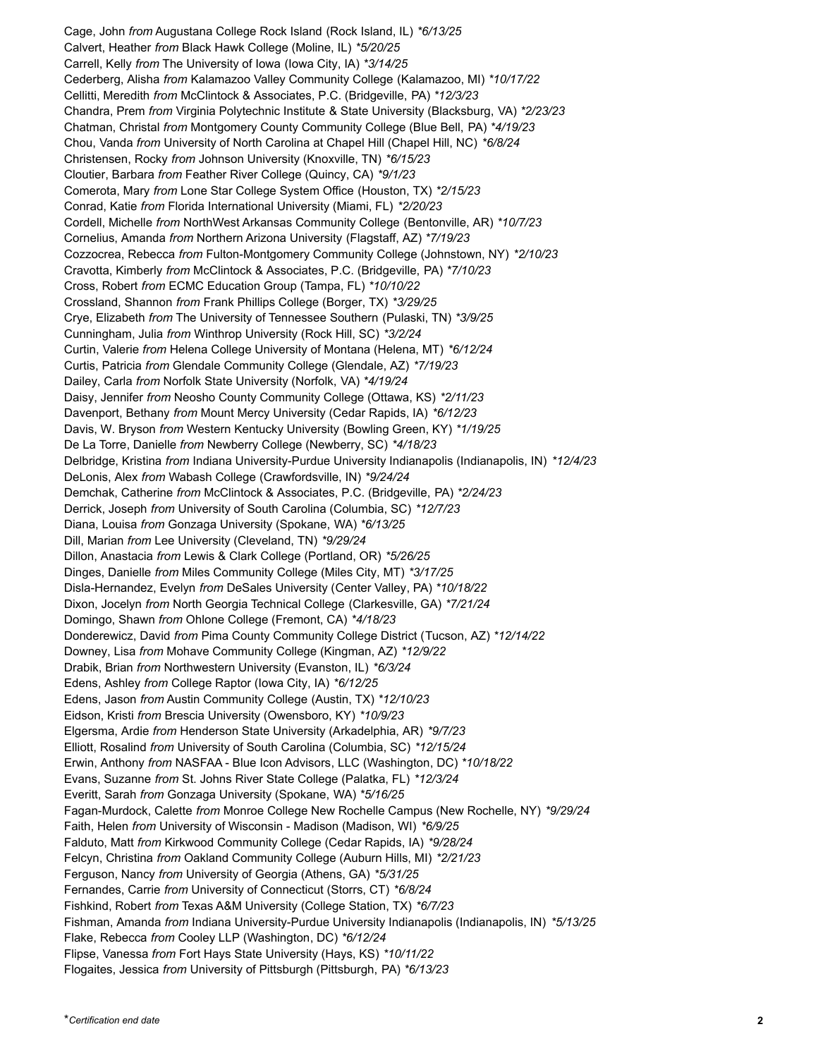Cage, John *from* Augustana College Rock Island (Rock Island, IL) **6/13/25*
Calvert, Heather *from* Black Hawk College (Moline, IL) **5/20/25*
Carrell, Kelly *from* The University of Iowa (Iowa City, IA) **3/14/25*
Cederberg, Alisha *from* Kalamazoo Valley Community College (Kalamazoo, MI) **10/17/22*
Cellitti, Meredith *from* McClintock & Associates, P.C. (Bridgeville, PA) **12/3/23*
Chandra, Prem *from* Virginia Polytechnic Institute & State University (Blacksburg, VA) **2/23/23*
Chatman, Christal *from* Montgomery County Community College (Blue Bell, PA) **4/19/23*
Chou, Vanda *from* University of North Carolina at Chapel Hill (Chapel Hill, NC) **6/8/24*
Christensen, Rocky *from* Johnson University (Knoxville, TN) **6/15/23*
Cloutier, Barbara *from* Feather River College (Quincy, CA) **9/1/23*
Comerota, Mary *from* Lone Star College System Office (Houston, TX) **2/15/23*
Conrad, Katie *from* Florida International University (Miami, FL) **2/20/23*
Cordell, Michelle *from* NorthWest Arkansas Community College (Bentonville, AR) **10/7/23*
Cornelius, Amanda *from* Northern Arizona University (Flagstaff, AZ) **7/19/23*
Cozzocrea, Rebecca *from* Fulton-Montgomery Community College (Johnstown, NY) **2/10/23*
Cravotta, Kimberly *from* McClintock & Associates, P.C. (Bridgeville, PA) **7/10/23*
Cross, Robert *from* ECMC Education Group (Tampa, FL) **10/10/22*
Crossland, Shannon *from* Frank Phillips College (Borger, TX) **3/29/25*
Crye, Elizabeth *from* The University of Tennessee Southern (Pulaski, TN) **3/9/25*
Cunningham, Julia *from* Winthrop University (Rock Hill, SC) **3/2/24*
Curtin, Valerie *from* Helena College University of Montana (Helena, MT) **6/12/24*
Curtis, Patricia *from* Glendale Community College (Glendale, AZ) **7/19/23*
Dailey, Carla *from* Norfolk State University (Norfolk, VA) **4/19/24*
Daisy, Jennifer *from* Neosho County Community College (Ottawa, KS) **2/11/23*
Davenport, Bethany *from* Mount Mercy University (Cedar Rapids, IA) **6/12/23*
Davis, W. Bryson *from* Western Kentucky University (Bowling Green, KY) **1/19/25*
De La Torre, Danielle *from* Newberry College (Newberry, SC) **4/18/23*
Delbridge, Kristina *from* Indiana University-Purdue University Indianapolis (Indianapolis, IN) **12/4/23*
DeLonis, Alex *from* Wabash College (Crawfordsville, IN) **9/24/24*
Demchak, Catherine *from* McClintock & Associates, P.C. (Bridgeville, PA) **2/24/23*
Derrick, Joseph *from* University of South Carolina (Columbia, SC) **12/7/23*
Diana, Louisa *from* Gonzaga University (Spokane, WA) **6/13/25*
Dill, Marian *from* Lee University (Cleveland, TN) **9/29/24*
Dillon, Anastacia *from* Lewis & Clark College (Portland, OR) **5/26/25*
Dinges, Danielle *from* Miles Community College (Miles City, MT) **3/17/25*
Disla-Hernandez, Evelyn *from* DeSales University (Center Valley, PA) **10/18/22*
Dixon, Jocelyn *from* North Georgia Technical College (Clarkesville, GA) **7/21/24*
Domingo, Shawn *from* Ohlone College (Fremont, CA) **4/18/23*
Donderewicz, David *from* Pima County Community College District (Tucson, AZ) **12/14/22*
Downey, Lisa *from* Mohave Community College (Kingman, AZ) **12/9/22*
Drabik, Brian *from* Northwestern University (Evanston, IL) **6/3/24*
Edens, Ashley *from* College Raptor (Iowa City, IA) **6/12/25*
Edens, Jason *from* Austin Community College (Austin, TX) **12/10/23*
Eidson, Kristi *from* Brescia University (Owensboro, KY) **10/9/23*
Elgersma, Ardie *from* Henderson State University (Arkadelphia, AR) **9/7/23*
Elliott, Rosalind *from* University of South Carolina (Columbia, SC) **12/15/24*
Erwin, Anthony *from* NASFAA - Blue Icon Advisors, LLC (Washington, DC) **10/18/22*
Evans, Suzanne *from* St. Johns River State College (Palatka, FL) **12/3/24*
Everitt, Sarah *from* Gonzaga University (Spokane, WA) **5/16/25*
Fagan-Murdock, Calette *from* Monroe College New Rochelle Campus (New Rochelle, NY) **9/29/24*
Faith, Helen *from* University of Wisconsin - Madison (Madison, WI) **6/9/25*
Falduto, Matt *from* Kirkwood Community College (Cedar Rapids, IA) **9/28/24*
Felcyn, Christina *from* Oakland Community College (Auburn Hills, MI) **2/21/23*
Ferguson, Nancy *from* University of Georgia (Athens, GA) **5/31/25*
Fernandes, Carrie *from* University of Connecticut (Storrs, CT) **6/8/24*
Fishkind, Robert *from* Texas A&M University (College Station, TX) **6/7/23*
Fishman, Amanda *from* Indiana University-Purdue University Indianapolis (Indianapolis, IN) **5/13/25*
Flake, Rebecca *from* Cooley LLP (Washington, DC) **6/12/24*
Flipse, Vanessa *from* Fort Hays State University (Hays, KS) **10/11/22*
Flogaites, Jessica *from* University of Pittsburgh (Pittsburgh, PA) **6/13/23*

**Certification end date*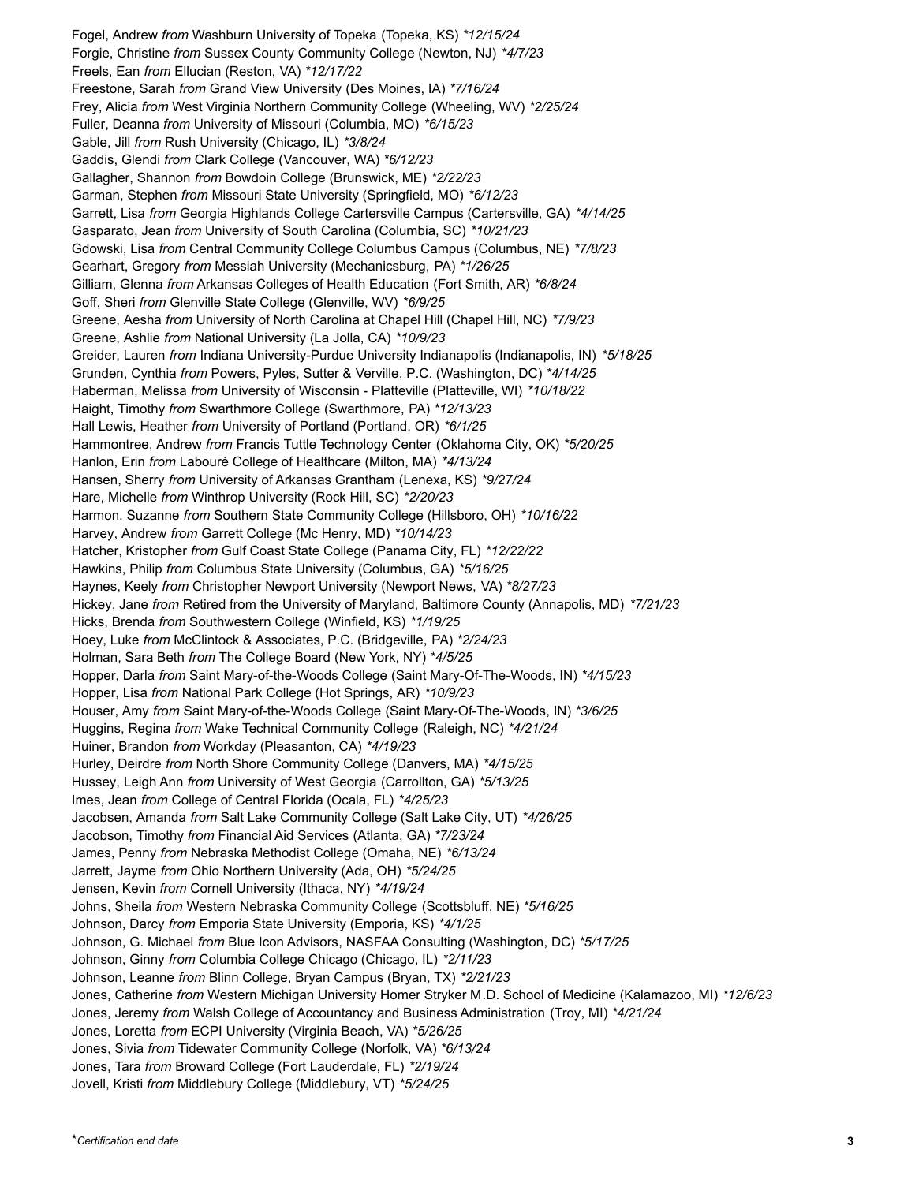Fogel, Andrew *from* Washburn University of Topeka (Topeka, KS) *\*12/15/24*
Forgie, Christine *from* Sussex County Community College (Newton, NJ) *\*4/7/23*
Freels, Ean *from* Ellucian (Reston, VA) *\*12/17/22*
Freestone, Sarah *from* Grand View University (Des Moines, IA) *\*7/16/24*
Frey, Alicia *from* West Virginia Northern Community College (Wheeling, WV) *\*2/25/24*
Fuller, Deanna *from* University of Missouri (Columbia, MO) *\*6/15/23*
Gable, Jill *from* Rush University (Chicago, IL) *\*3/8/24*
Gaddis, Glendi *from* Clark College (Vancouver, WA) *\*6/12/23*
Gallagher, Shannon *from* Bowdoin College (Brunswick, ME) *\*2/22/23*
Garman, Stephen *from* Missouri State University (Springfield, MO) *\*6/12/23*
Garrett, Lisa *from* Georgia Highlands College Cartersville Campus (Cartersville, GA) *\*4/14/25*
Gasparato, Jean *from* University of South Carolina (Columbia, SC) *\*10/21/23*
Gdowski, Lisa *from* Central Community College Columbus Campus (Columbus, NE) *\*7/8/23*
Gearhart, Gregory *from* Messiah University (Mechanicsburg, PA) *\*1/26/25*
Gilliam, Glenna *from* Arkansas Colleges of Health Education (Fort Smith, AR) *\*6/8/24*
Goff, Sheri *from* Glenville State College (Glenville, WV) *\*6/9/25*
Greene, Aesha *from* University of North Carolina at Chapel Hill (Chapel Hill, NC) *\*7/9/23*
Greene, Ashlie *from* National University (La Jolla, CA) *\*10/9/23*
Greider, Lauren *from* Indiana University-Purdue University Indianapolis (Indianapolis, IN) *\*5/18/25*
Grunden, Cynthia *from* Powers, Pyles, Sutter & Verville, P.C. (Washington, DC) *\*4/14/25*
Haberman, Melissa *from* University of Wisconsin - Platteville (Platteville, WI) *\*10/18/22*
Haight, Timothy *from* Swarthmore College (Swarthmore, PA) *\*12/13/23*
Hall Lewis, Heather *from* University of Portland (Portland, OR) *\*6/1/25*
Hammontree, Andrew *from* Francis Tuttle Technology Center (Oklahoma City, OK) *\*5/20/25*
Hanlon, Erin *from* Labouré College of Healthcare (Milton, MA) *\*4/13/24*
Hansen, Sherry *from* University of Arkansas Grantham (Lenexa, KS) *\*9/27/24*
Hare, Michelle *from* Winthrop University (Rock Hill, SC) *\*2/20/23*
Harmon, Suzanne *from* Southern State Community College (Hillsboro, OH) *\*10/16/22*
Harvey, Andrew *from* Garrett College (Mc Henry, MD) *\*10/14/23*
Hatcher, Kristopher *from* Gulf Coast State College (Panama City, FL) *\*12/22/22*
Hawkins, Philip *from* Columbus State University (Columbus, GA) *\*5/16/25*
Haynes, Keely *from* Christopher Newport University (Newport News, VA) *\*8/27/23*
Hickey, Jane *from* Retired from the University of Maryland, Baltimore County (Annapolis, MD) *\*7/21/23*
Hicks, Brenda *from* Southwestern College (Winfield, KS) *\*1/19/25*
Hoey, Luke *from* McClintock & Associates, P.C. (Bridgeville, PA) *\*2/24/23*
Holman, Sara Beth *from* The College Board (New York, NY) *\*4/5/25*
Hopper, Darla *from* Saint Mary-of-the-Woods College (Saint Mary-Of-The-Woods, IN) *\*4/15/23*
Hopper, Lisa *from* National Park College (Hot Springs, AR) *\*10/9/23*
Houser, Amy *from* Saint Mary-of-the-Woods College (Saint Mary-Of-The-Woods, IN) *\*3/6/25*
Huggins, Regina *from* Wake Technical Community College (Raleigh, NC) *\*4/21/24*
Huiner, Brandon *from* Workday (Pleasanton, CA) *\*4/19/23*
Hurley, Deirdre *from* North Shore Community College (Danvers, MA) *\*4/15/25*
Hussey, Leigh Ann *from* University of West Georgia (Carrollton, GA) *\*5/13/25*
Imes, Jean *from* College of Central Florida (Ocala, FL) *\*4/25/23*
Jacobsen, Amanda *from* Salt Lake Community College (Salt Lake City, UT) *\*4/26/25*
Jacobson, Timothy *from* Financial Aid Services (Atlanta, GA) *\*7/23/24*
James, Penny *from* Nebraska Methodist College (Omaha, NE) *\*6/13/24*
Jarrett, Jayme *from* Ohio Northern University (Ada, OH) *\*5/24/25*
Jensen, Kevin *from* Cornell University (Ithaca, NY) *\*4/19/24*
Johns, Sheila *from* Western Nebraska Community College (Scottsbluff, NE) *\*5/16/25*
Johnson, Darcy *from* Emporia State University (Emporia, KS) *\*4/1/25*
Johnson, G. Michael *from* Blue Icon Advisors, NASFAA Consulting (Washington, DC) *\*5/17/25*
Johnson, Ginny *from* Columbia College Chicago (Chicago, IL) *\*2/11/23*
Johnson, Leanne *from* Blinn College, Bryan Campus (Bryan, TX) *\*2/21/23*
Jones, Catherine *from* Western Michigan University Homer Stryker M.D. School of Medicine (Kalamazoo, MI) *\*12/6/23*
Jones, Jeremy *from* Walsh College of Accountancy and Business Administration (Troy, MI) *\*4/21/24*
Jones, Loretta *from* ECPI University (Virginia Beach, VA) *\*5/26/25*
Jones, Sivia *from* Tidewater Community College (Norfolk, VA) *\*6/13/24*
Jones, Tara *from* Broward College (Fort Lauderdale, FL) *\*2/19/24*
Jovell, Kristi *from* Middlebury College (Middlebury, VT) *\*5/24/25*

\**Certification end date*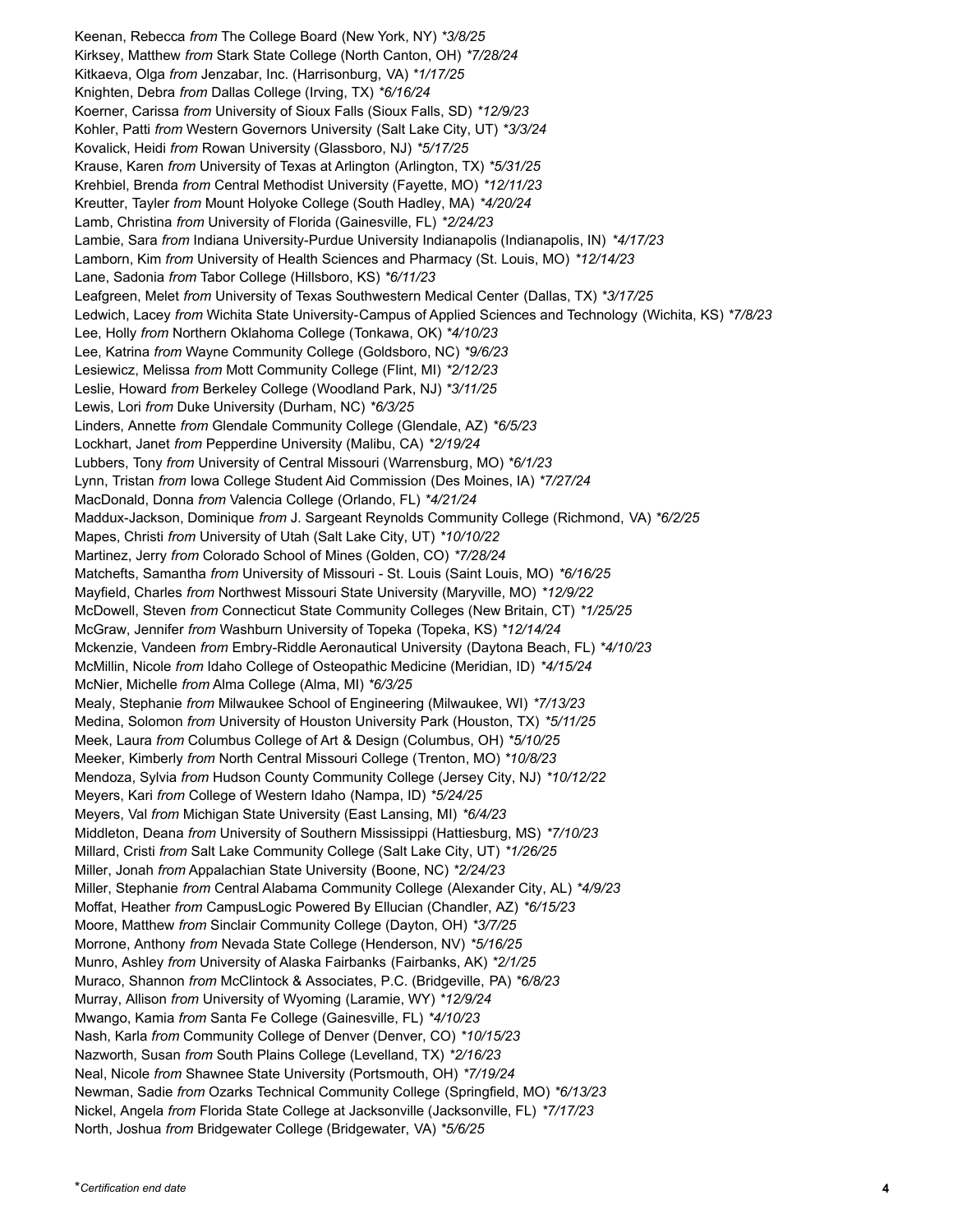Keenan, Rebecca *from* The College Board (New York, NY) **3/8/25*
Kirksey, Matthew *from* Stark State College (North Canton, OH) **7/28/24*
Kitkaeva, Olga *from* Jenzabar, Inc. (Harrisonburg, VA) **1/17/25*
Knighten, Debra *from* Dallas College (Irving, TX) **6/16/24*
Koerner, Carissa *from* University of Sioux Falls (Sioux Falls, SD) **12/9/23*
Kohler, Patti *from* Western Governors University (Salt Lake City, UT) **3/3/24*
Kovalick, Heidi *from* Rowan University (Glassboro, NJ) **5/17/25*
Krause, Karen *from* University of Texas at Arlington (Arlington, TX) **5/31/25*
Krehbiel, Brenda *from* Central Methodist University (Fayette, MO) **12/11/23*
Kreutter, Tayler *from* Mount Holyoke College (South Hadley, MA) **4/20/24*
Lamb, Christina *from* University of Florida (Gainesville, FL) **2/24/23*
Lambie, Sara *from* Indiana University-Purdue University Indianapolis (Indianapolis, IN) **4/17/23*
Lamborn, Kim *from* University of Health Sciences and Pharmacy (St. Louis, MO) **12/14/23*
Lane, Sadonia *from* Tabor College (Hillsboro, KS) **6/11/23*
Leafgreen, Melet *from* University of Texas Southwestern Medical Center (Dallas, TX) **3/17/25*
Ledwich, Lacey *from* Wichita State University-Campus of Applied Sciences and Technology (Wichita, KS) **7/8/23*
Lee, Holly *from* Northern Oklahoma College (Tonkawa, OK) **4/10/23*
Lee, Katrina *from* Wayne Community College (Goldsboro, NC) **9/6/23*
Lesiewicz, Melissa *from* Mott Community College (Flint, MI) **2/12/23*
Leslie, Howard *from* Berkeley College (Woodland Park, NJ) **3/11/25*
Lewis, Lori *from* Duke University (Durham, NC) **6/3/25*
Linders, Annette *from* Glendale Community College (Glendale, AZ) **6/5/23*
Lockhart, Janet *from* Pepperdine University (Malibu, CA) **2/19/24*
Lubbers, Tony *from* University of Central Missouri (Warrensburg, MO) **6/1/23*
Lynn, Tristan *from* Iowa College Student Aid Commission (Des Moines, IA) **7/27/24*
MacDonald, Donna *from* Valencia College (Orlando, FL) **4/21/24*
Maddux-Jackson, Dominique *from* J. Sargeant Reynolds Community College (Richmond, VA) **6/2/25*
Mapes, Christi *from* University of Utah (Salt Lake City, UT) **10/10/22*
Martinez, Jerry *from* Colorado School of Mines (Golden, CO) **7/28/24*
Matchefts, Samantha *from* University of Missouri - St. Louis (Saint Louis, MO) **6/16/25*
Mayfield, Charles *from* Northwest Missouri State University (Maryville, MO) **12/9/22*
McDowell, Steven *from* Connecticut State Community Colleges (New Britain, CT) **1/25/25*
McGraw, Jennifer *from* Washburn University of Topeka (Topeka, KS) **12/14/24*
Mckenzie, Vandeen *from* Embry-Riddle Aeronautical University (Daytona Beach, FL) **4/10/23*
McMillin, Nicole *from* Idaho College of Osteopathic Medicine (Meridian, ID) **4/15/24*
McNier, Michelle *from* Alma College (Alma, MI) **6/3/25*
Mealy, Stephanie *from* Milwaukee School of Engineering (Milwaukee, WI) **7/13/23*
Medina, Solomon *from* University of Houston University Park (Houston, TX) **5/11/25*
Meek, Laura *from* Columbus College of Art & Design (Columbus, OH) **5/10/25*
Meeker, Kimberly *from* North Central Missouri College (Trenton, MO) **10/8/23*
Mendoza, Sylvia *from* Hudson County Community College (Jersey City, NJ) **10/12/22*
Meyers, Kari *from* College of Western Idaho (Nampa, ID) **5/24/25*
Meyers, Val *from* Michigan State University (East Lansing, MI) **6/4/23*
Middleton, Deana *from* University of Southern Mississippi (Hattiesburg, MS) **7/10/23*
Millard, Cristi *from* Salt Lake Community College (Salt Lake City, UT) **1/26/25*
Miller, Jonah *from* Appalachian State University (Boone, NC) **2/24/23*
Miller, Stephanie *from* Central Alabama Community College (Alexander City, AL) **4/9/23*
Moffat, Heather *from* CampusLogic Powered By Ellucian (Chandler, AZ) **6/15/23*
Moore, Matthew *from* Sinclair Community College (Dayton, OH) **3/7/25*
Morrone, Anthony *from* Nevada State College (Henderson, NV) **5/16/25*
Munro, Ashley *from* University of Alaska Fairbanks (Fairbanks, AK) **2/1/25*
Muraco, Shannon *from* McClintock & Associates, P.C. (Bridgeville, PA) **6/8/23*
Murray, Allison *from* University of Wyoming (Laramie, WY) **12/9/24*
Mwango, Kamia *from* Santa Fe College (Gainesville, FL) **4/10/23*
Nash, Karla *from* Community College of Denver (Denver, CO) **10/15/23*
Nazworth, Susan *from* South Plains College (Levelland, TX) **2/16/23*
Neal, Nicole *from* Shawnee State University (Portsmouth, OH) **7/19/24*
Newman, Sadie *from* Ozarks Technical Community College (Springfield, MO) **6/13/23*
Nickel, Angela *from* Florida State College at Jacksonville (Jacksonville, FL) **7/17/23*
North, Joshua *from* Bridgewater College (Bridgewater, VA) **5/6/25*

**Certification end date*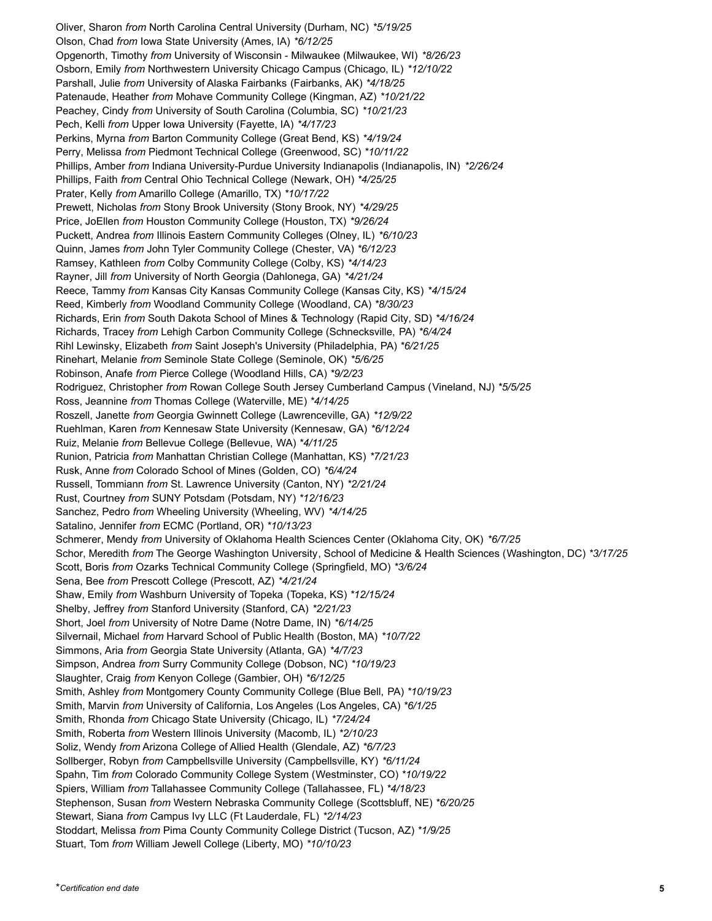Oliver, Sharon *from* North Carolina Central University (Durham, NC) *5/19/25*
Olson, Chad *from* Iowa State University (Ames, IA) *6/12/25*
Opgenorth, Timothy *from* University of Wisconsin - Milwaukee (Milwaukee, WI) *8/26/23*
Osborn, Emily *from* Northwestern University Chicago Campus (Chicago, IL) *12/10/22*
Parshall, Julie *from* University of Alaska Fairbanks (Fairbanks, AK) *4/18/25*
Patenaude, Heather *from* Mohave Community College (Kingman, AZ) *10/21/22*
Peachey, Cindy *from* University of South Carolina (Columbia, SC) *10/21/23*
Pech, Kelli *from* Upper Iowa University (Fayette, IA) *4/17/23*
Perkins, Myrna *from* Barton Community College (Great Bend, KS) *4/19/24*
Perry, Melissa *from* Piedmont Technical College (Greenwood, SC) *10/11/22*
Phillips, Amber *from* Indiana University-Purdue University Indianapolis (Indianapolis, IN) *2/26/24*
Phillips, Faith *from* Central Ohio Technical College (Newark, OH) *4/25/25*
Prater, Kelly *from* Amarillo College (Amarillo, TX) *10/17/22*
Prewett, Nicholas *from* Stony Brook University (Stony Brook, NY) *4/29/25*
Price, JoEllen *from* Houston Community College (Houston, TX) *9/26/24*
Puckett, Andrea *from* Illinois Eastern Community Colleges (Olney, IL) *6/10/23*
Quinn, James *from* John Tyler Community College (Chester, VA) *6/12/23*
Ramsey, Kathleen *from* Colby Community College (Colby, KS) *4/14/23*
Rayner, Jill *from* University of North Georgia (Dahlonega, GA) *4/21/24*
Reece, Tammy *from* Kansas City Kansas Community College (Kansas City, KS) *4/15/24*
Reed, Kimberly *from* Woodland Community College (Woodland, CA) *8/30/23*
Richards, Erin *from* South Dakota School of Mines & Technology (Rapid City, SD) *4/16/24*
Richards, Tracey *from* Lehigh Carbon Community College (Schnecksville, PA) *6/4/24*
Rihl Lewinsky, Elizabeth *from* Saint Joseph's University (Philadelphia, PA) *6/21/25*
Rinehart, Melanie *from* Seminole State College (Seminole, OK) *5/6/25*
Robinson, Anafe *from* Pierce College (Woodland Hills, CA) *9/2/23*
Rodriguez, Christopher *from* Rowan College South Jersey Cumberland Campus (Vineland, NJ) *5/5/25*
Ross, Jeannine *from* Thomas College (Waterville, ME) *4/14/25*
Roszell, Janette *from* Georgia Gwinnett College (Lawrenceville, GA) *12/9/22*
Ruehlman, Karen *from* Kennesaw State University (Kennesaw, GA) *6/12/24*
Ruiz, Melanie *from* Bellevue College (Bellevue, WA) *4/11/25*
Runion, Patricia *from* Manhattan Christian College (Manhattan, KS) *7/21/23*
Rusk, Anne *from* Colorado School of Mines (Golden, CO) *6/4/24*
Russell, Tommiann *from* St. Lawrence University (Canton, NY) *2/21/24*
Rust, Courtney *from* SUNY Potsdam (Potsdam, NY) *12/16/23*
Sanchez, Pedro *from* Wheeling University (Wheeling, WV) *4/14/25*
Satalino, Jennifer *from* ECMC (Portland, OR) *10/13/23*
Schmerer, Mendy *from* University of Oklahoma Health Sciences Center (Oklahoma City, OK) *6/7/25*
Schor, Meredith *from* The George Washington University, School of Medicine & Health Sciences (Washington, DC) *3/17/25*
Scott, Boris *from* Ozarks Technical Community College (Springfield, MO) *3/6/24*
Sena, Bee *from* Prescott College (Prescott, AZ) *4/21/24*
Shaw, Emily *from* Washburn University of Topeka (Topeka, KS) *12/15/24*
Shelby, Jeffrey *from* Stanford University (Stanford, CA) *2/21/23*
Short, Joel *from* University of Notre Dame (Notre Dame, IN) *6/14/25*
Silvernail, Michael *from* Harvard School of Public Health (Boston, MA) *10/7/22*
Simmons, Aria *from* Georgia State University (Atlanta, GA) *4/7/23*
Simpson, Andrea *from* Surry Community College (Dobson, NC) *10/19/23*
Slaughter, Craig *from* Kenyon College (Gambier, OH) *6/12/25*
Smith, Ashley *from* Montgomery County Community College (Blue Bell, PA) *10/19/23*
Smith, Marvin *from* University of California, Los Angeles (Los Angeles, CA) *6/1/25*
Smith, Rhonda *from* Chicago State University (Chicago, IL) *7/24/24*
Smith, Roberta *from* Western Illinois University (Macomb, IL) *2/10/23*
Soliz, Wendy *from* Arizona College of Allied Health (Glendale, AZ) *6/7/23*
Sollberger, Robyn *from* Campbellsville University (Campbellsville, KY) *6/11/24*
Spahn, Tim *from* Colorado Community College System (Westminster, CO) *10/19/22*
Spiers, William *from* Tallahassee Community College (Tallahassee, FL) *4/18/23*
Stephenson, Susan *from* Western Nebraska Community College (Scottsbluff, NE) *6/20/25*
Stewart, Siana *from* Campus Ivy LLC (Ft Lauderdale, FL) *2/14/23*
Stoddart, Melissa *from* Pima County Community College District (Tucson, AZ) *1/9/25*
Stuart, Tom *from* William Jewell College (Liberty, MO) *10/10/23*

*Certification end date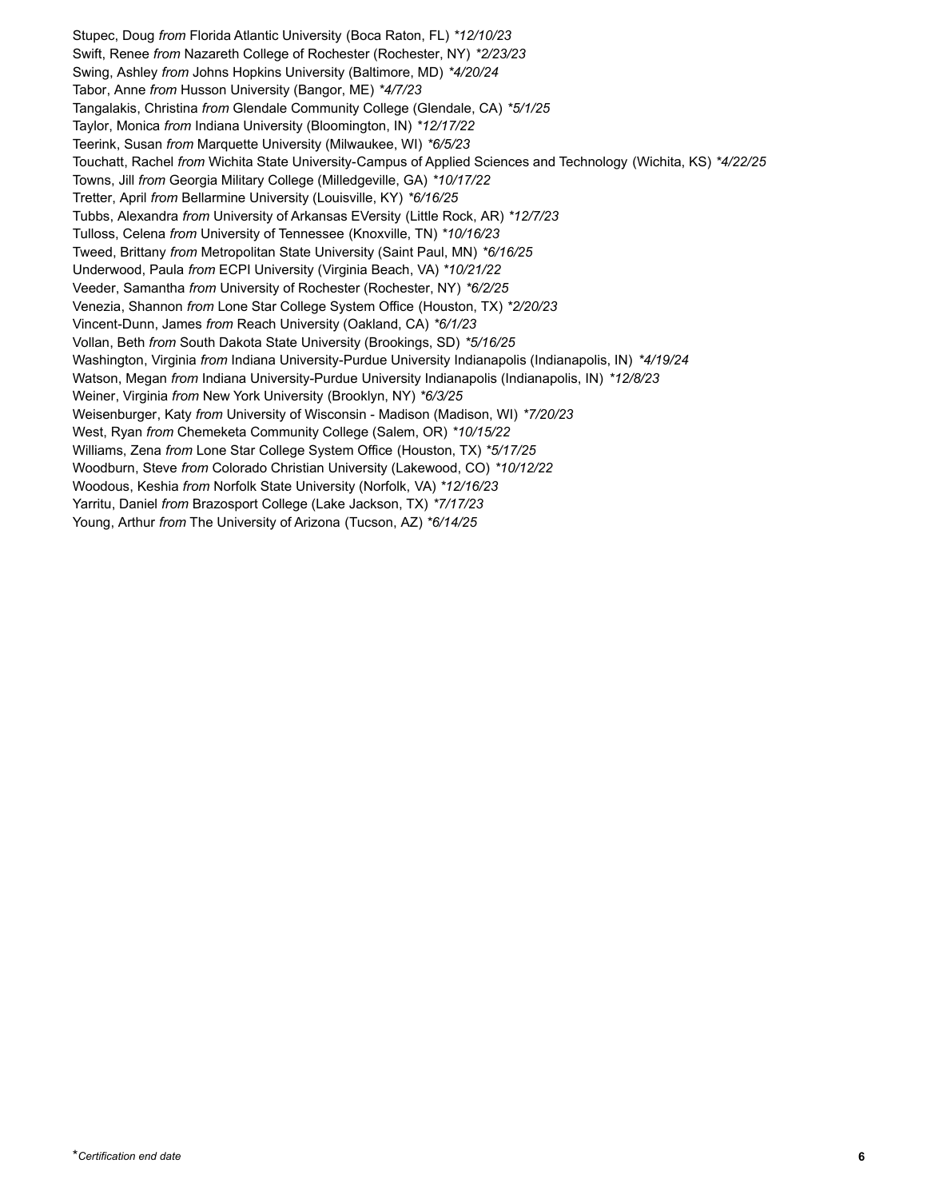Stupec, Doug *from* Florida Atlantic University (Boca Raton, FL) *\*12/10/23*
Swift, Renee *from* Nazareth College of Rochester (Rochester, NY) *\*2/23/23*
Swing, Ashley *from* Johns Hopkins University (Baltimore, MD) *\*4/20/24*
Tabor, Anne *from* Husson University (Bangor, ME) *\*4/7/23*
Tangalakis, Christina *from* Glendale Community College (Glendale, CA) *\*5/1/25*
Taylor, Monica *from* Indiana University (Bloomington, IN) *\*12/17/22*
Teerink, Susan *from* Marquette University (Milwaukee, WI) *\*6/5/23*
Touchatt, Rachel *from* Wichita State University-Campus of Applied Sciences and Technology (Wichita, KS) *\*4/22/25*
Towns, Jill *from* Georgia Military College (Milledgeville, GA) *\*10/17/22*
Tretter, April *from* Bellarmine University (Louisville, KY) *\*6/16/25*
Tubbs, Alexandra *from* University of Arkansas EVersity (Little Rock, AR) *\*12/7/23*
Tulloss, Celena *from* University of Tennessee (Knoxville, TN) *\*10/16/23*
Tweed, Brittany *from* Metropolitan State University (Saint Paul, MN) *\*6/16/25*
Underwood, Paula *from* ECPI University (Virginia Beach, VA) *\*10/21/22*
Veeder, Samantha *from* University of Rochester (Rochester, NY) *\*6/2/25*
Venezia, Shannon *from* Lone Star College System Office (Houston, TX) *\*2/20/23*
Vincent-Dunn, James *from* Reach University (Oakland, CA) *\*6/1/23*
Vollan, Beth *from* South Dakota State University (Brookings, SD) *\*5/16/25*
Washington, Virginia *from* Indiana University-Purdue University Indianapolis (Indianapolis, IN) *\*4/19/24*
Watson, Megan *from* Indiana University-Purdue University Indianapolis (Indianapolis, IN) *\*12/8/23*
Weiner, Virginia *from* New York University (Brooklyn, NY) *\*6/3/25*
Weisenburger, Katy *from* University of Wisconsin - Madison (Madison, WI) *\*7/20/23*
West, Ryan *from* Chemeketa Community College (Salem, OR) *\*10/15/22*
Williams, Zena *from* Lone Star College System Office (Houston, TX) *\*5/17/25*
Woodburn, Steve *from* Colorado Christian University (Lakewood, CO) *\*10/12/22*
Woodous, Keshia *from* Norfolk State University (Norfolk, VA) *\*12/16/23*
Yarritu, Daniel *from* Brazosport College (Lake Jackson, TX) *\*7/17/23*
Young, Arthur *from* The University of Arizona (Tucson, AZ) *\*6/14/25*

\**Certification end date*